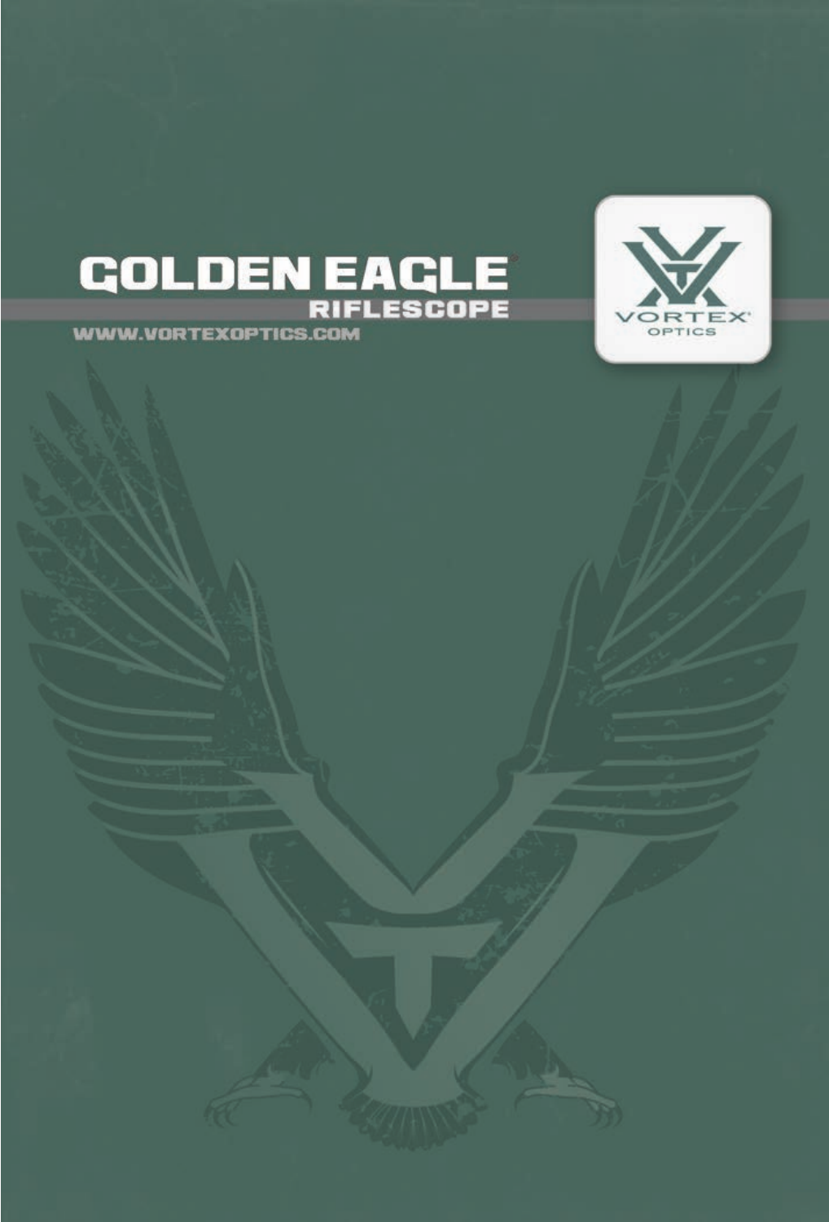# GOLDEN EAGLE®

## RIFLESCOPE

WWW.VORTEXOPTICS.COM

VORTEX® OPTICS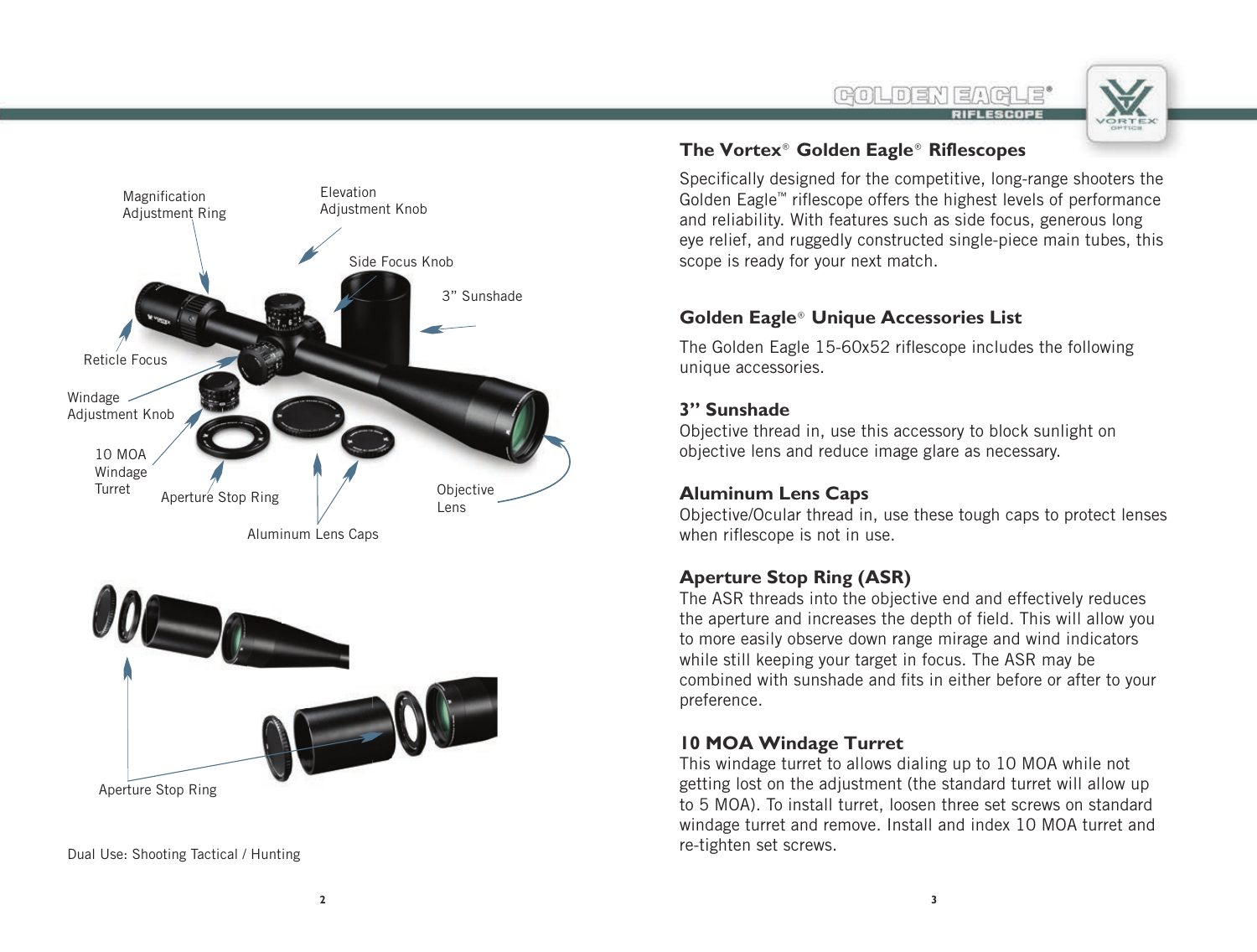Magnification Adjustment Ring

Elevation Adjustment Knob

Side Focus Knob

3” Sunshade

Reticle Focus

Windage Adjustment Knob

10 MOA Windage Turret

Aperture Stop Ring

Aluminum Lens Caps

Objective Lens

Aperture Stop Ring

Dual Use: Shooting Tactical / Hunting

## The Vortex® Golden Eagle® Riflescopes

Specifically designed for the competitive, long-range shooters the Golden Eagle™ riflescope offers the highest levels of performance and reliability. With features such as side focus, generous long eye relief, and ruggedly constructed single-piece main tubes, this scope is ready for your next match.

## Golden Eagle® Unique Accessories List

The Golden Eagle 15-60x52 riflescope includes the following unique accessories.

### 3” Sunshade

Objective thread in, use this accessory to block sunlight on objective lens and reduce image glare as necessary.

### Aluminum Lens Caps

Objective/Ocular thread in, use these tough caps to protect lenses when riflescope is not in use.

### Aperture Stop Ring (ASR)

The ASR threads into the objective end and effectively reduces the aperture and increases the depth of field. This will allow you to more easily observe down range mirage and wind indicators while still keeping your target in focus. The ASR may be combined with sunshade and fits in either before or after to your preference.

### 10 MOA Windage Turret

This windage turret to allows dialing up to 10 MOA while not getting lost on the adjustment (the standard turret will allow up to 5 MOA). To install turret, loosen three set screws on standard windage turret and remove. Install and index 10 MOA turret and re-tighten set screws.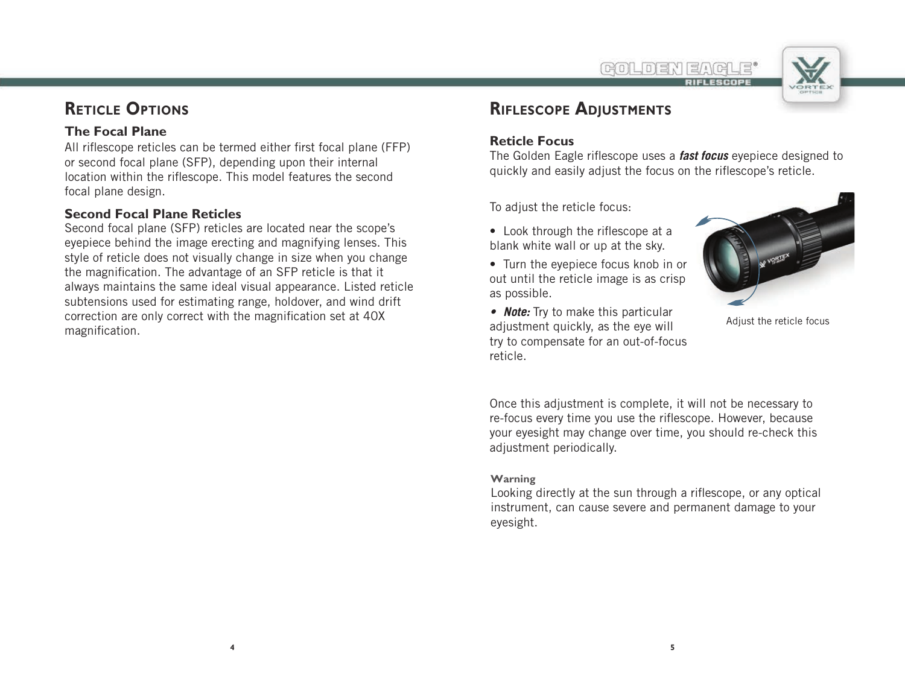## Reticle Options

### The Focal Plane

All riflescope reticles can be termed either first focal plane (FFP) or second focal plane (SFP), depending upon their internal location within the riflescope. This model features the second focal plane design.

### Second Focal Plane Reticles

Second focal plane (SFP) reticles are located near the scope's eyepiece behind the image erecting and magnifying lenses. This style of reticle does not visually change in size when you change the magnification. The advantage of an SFP reticle is that it always maintains the same ideal visual appearance. Listed reticle subtensions used for estimating range, holdover, and wind drift correction are only correct with the magnification set at 40X magnification.

## Riflescope Adjustments

### Reticle Focus

The Golden Eagle riflescope uses a ***fast focus*** eyepiece designed to quickly and easily adjust the focus on the riflescope's reticle.

To adjust the reticle focus:

- Look through the riflescope at a blank white wall or up at the sky.
- Turn the eyepiece focus knob in or out until the reticle image is as crisp as possible.
- ***Note:*** Try to make this particular adjustment quickly, as the eye will try to compensate for an out-of-focus reticle.

Adjust the reticle focus

Once this adjustment is complete, it will not be necessary to re-focus every time you use the riflescope. However, because your eyesight may change over time, you should re-check this adjustment periodically.

**Warning**

Looking directly at the sun through a riflescope, or any optical instrument, can cause severe and permanent damage to your eyesight.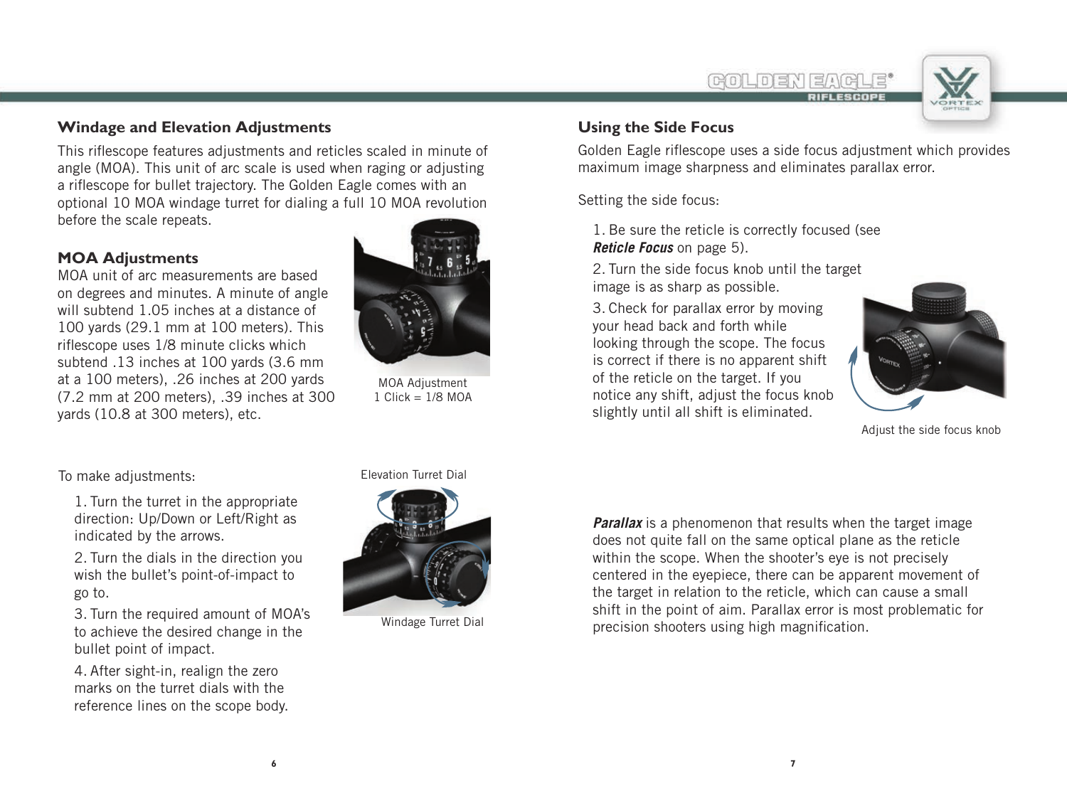## Windage and Elevation Adjustments

This riflescope features adjustments and reticles scaled in minute of angle (MOA). This unit of arc scale is used when raging or adjusting a riflescope for bullet trajectory. The Golden Eagle comes with an optional 10 MOA windage turret for dialing a full 10 MOA revolution before the scale repeats.

### MOA Adjustments

MOA unit of arc measurements are based on degrees and minutes. A minute of angle will subtend 1.05 inches at a distance of 100 yards (29.1 mm at 100 meters). This riflescope uses 1/8 minute clicks which subtend .13 inches at 100 yards (3.6 mm at a 100 meters), .26 inches at 200 yards (7.2 mm at 200 meters), .39 inches at 300 yards (10.8 at 300 meters), etc.

MOA Adjustment
1 Click = 1/8 MOA

To make adjustments:

1. Turn the turret in the appropriate direction: Up/Down or Left/Right as indicated by the arrows.
2. Turn the dials in the direction you wish the bullet's point-of-impact to go to.
3. Turn the required amount of MOA's to achieve the desired change in the bullet point of impact.
4. After sight-in, realign the zero marks on the turret dials with the reference lines on the scope body.

Elevation Turret Dial

Windage Turret Dial

## Using the Side Focus

Golden Eagle riflescope uses a side focus adjustment which provides maximum image sharpness and eliminates parallax error.

Setting the side focus:

1. Be sure the reticle is correctly focused (see ***Reticle Focus*** on page 5).
2. Turn the side focus knob until the target image is as sharp as possible.
3. Check for parallax error by moving your head back and forth while looking through the scope. The focus is correct if there is no apparent shift of the reticle on the target. If you notice any shift, adjust the focus knob slightly until all shift is eliminated.

Adjust the side focus knob

***Parallax*** is a phenomenon that results when the target image does not quite fall on the same optical plane as the reticle within the scope. When the shooter's eye is not precisely centered in the eyepiece, there can be apparent movement of the target in relation to the reticle, which can cause a small shift in the point of aim. Parallax error is most problematic for precision shooters using high magnification.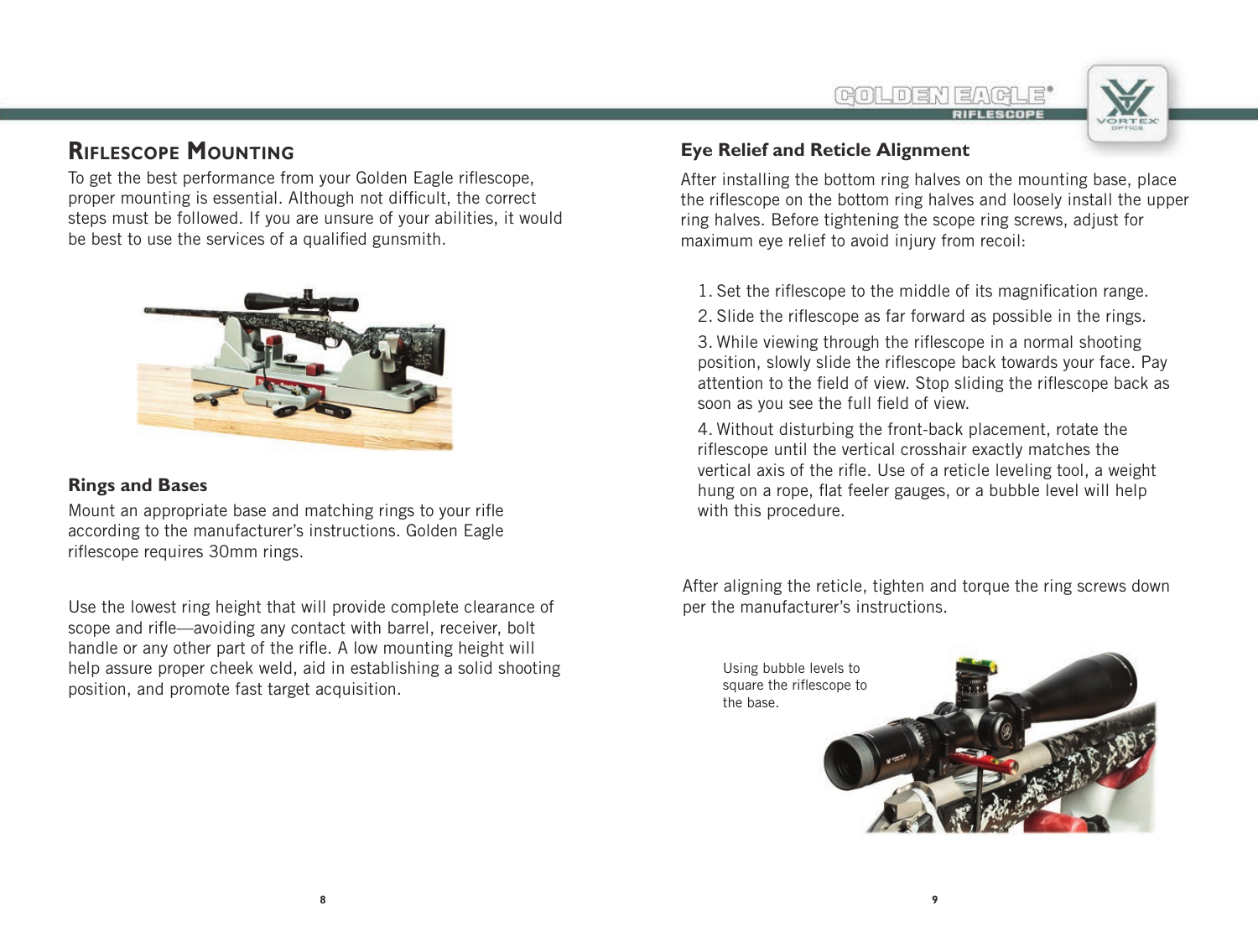## Riflescope Mounting

To get the best performance from your Golden Eagle riflescope, proper mounting is essential. Although not difficult, the correct steps must be followed. If you are unsure of your abilities, it would be best to use the services of a qualified gunsmith.

### Rings and Bases

Mount an appropriate base and matching rings to your rifle according to the manufacturer's instructions. Golden Eagle riflescope requires 30mm rings.

Use the lowest ring height that will provide complete clearance of scope and rifle—avoiding any contact with barrel, receiver, bolt handle or any other part of the rifle. A low mounting height will help assure proper cheek weld, aid in establishing a solid shooting position, and promote fast target acquisition.

### Eye Relief and Reticle Alignment

After installing the bottom ring halves on the mounting base, place the riflescope on the bottom ring halves and loosely install the upper ring halves. Before tightening the scope ring screws, adjust for maximum eye relief to avoid injury from recoil:

1. Set the riflescope to the middle of its magnification range.
2. Slide the riflescope as far forward as possible in the rings.
3. While viewing through the riflescope in a normal shooting position, slowly slide the riflescope back towards your face. Pay attention to the field of view. Stop sliding the riflescope back as soon as you see the full field of view.
4. Without disturbing the front-back placement, rotate the riflescope until the vertical crosshair exactly matches the vertical axis of the rifle. Use of a reticle leveling tool, a weight hung on a rope, flat feeler gauges, or a bubble level will help with this procedure.

After aligning the reticle, tighten and torque the ring screws down per the manufacturer's instructions.

Using bubble levels to square the riflescope to the base.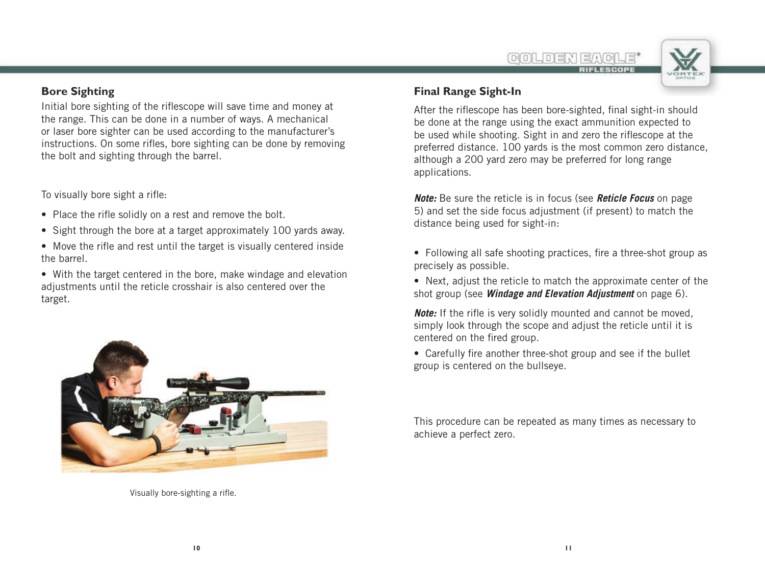## Bore Sighting

Initial bore sighting of the riflescope will save time and money at the range. This can be done in a number of ways. A mechanical or laser bore sighter can be used according to the manufacturer's instructions. On some rifles, bore sighting can be done by removing the bolt and sighting through the barrel.

To visually bore sight a rifle:

- Place the rifle solidly on a rest and remove the bolt.
- Sight through the bore at a target approximately 100 yards away.
- Move the rifle and rest until the target is visually centered inside the barrel.
- With the target centered in the bore, make windage and elevation adjustments until the reticle crosshair is also centered over the target.

Visually bore-sighting a rifle.

## Final Range Sight-In

After the riflescope has been bore-sighted, final sight-in should be done at the range using the exact ammunition expected to be used while shooting. Sight in and zero the riflescope at the preferred distance. 100 yards is the most common zero distance, although a 200 yard zero may be preferred for long range applications.

***Note:*** Be sure the reticle is in focus (see ***Reticle Focus*** on page 5) and set the side focus adjustment (if present) to match the distance being used for sight-in:

- Following all safe shooting practices, fire a three-shot group as precisely as possible.
- Next, adjust the reticle to match the approximate center of the shot group (see ***Windage and Elevation Adjustment*** on page 6).

***Note:*** If the rifle is very solidly mounted and cannot be moved, simply look through the scope and adjust the reticle until it is centered on the fired group.

- Carefully fire another three-shot group and see if the bullet group is centered on the bullseye.

This procedure can be repeated as many times as necessary to achieve a perfect zero.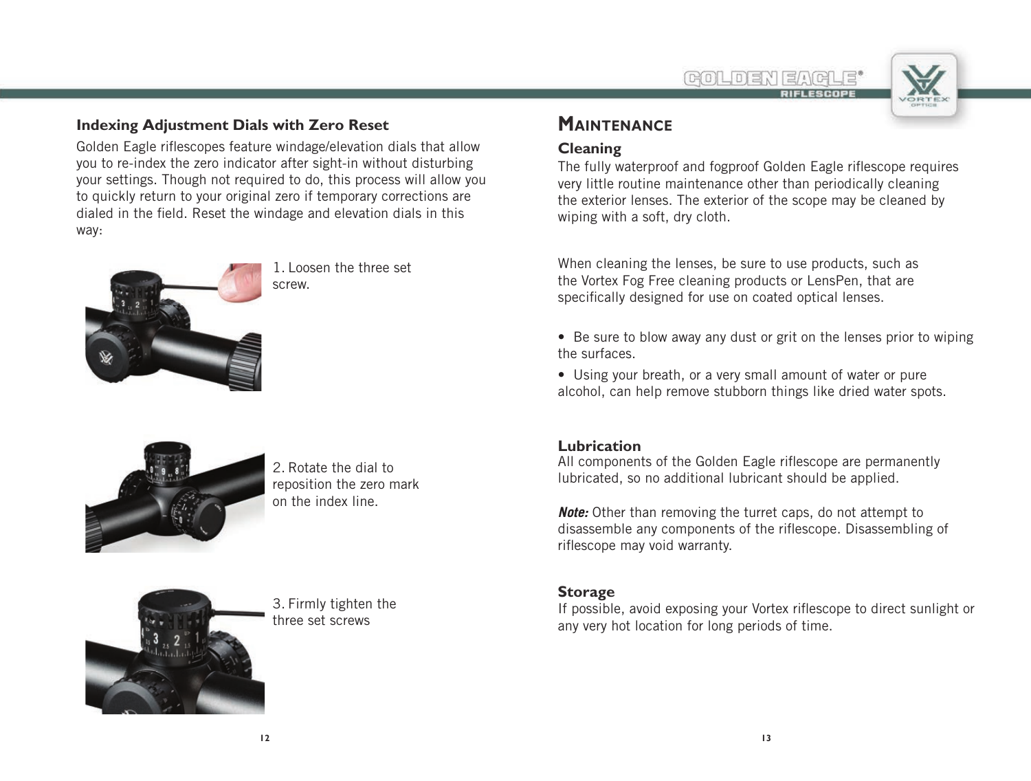## Indexing Adjustment Dials with Zero Reset

Golden Eagle riflescopes feature windage/elevation dials that allow you to re-index the zero indicator after sight-in without disturbing your settings. Though not required to do, this process will allow you to quickly return to your original zero if temporary corrections are dialed in the field. Reset the windage and elevation dials in this way:

1. Loosen the three set screw.

2. Rotate the dial to reposition the zero mark on the index line.

3. Firmly tighten the three set screws

# MAINTENANCE

## Cleaning

The fully waterproof and fogproof Golden Eagle riflescope requires very little routine maintenance other than periodically cleaning the exterior lenses. The exterior of the scope may be cleaned by wiping with a soft, dry cloth.

When cleaning the lenses, be sure to use products, such as the Vortex Fog Free cleaning products or LensPen, that are specifically designed for use on coated optical lenses.

- Be sure to blow away any dust or grit on the lenses prior to wiping the surfaces.
- Using your breath, or a very small amount of water or pure alcohol, can help remove stubborn things like dried water spots.

## Lubrication

All components of the Golden Eagle riflescope are permanently lubricated, so no additional lubricant should be applied.

***Note:*** Other than removing the turret caps, do not attempt to disassemble any components of the riflescope. Disassembling of riflescope may void warranty.

## Storage

If possible, avoid exposing your Vortex riflescope to direct sunlight or any very hot location for long periods of time.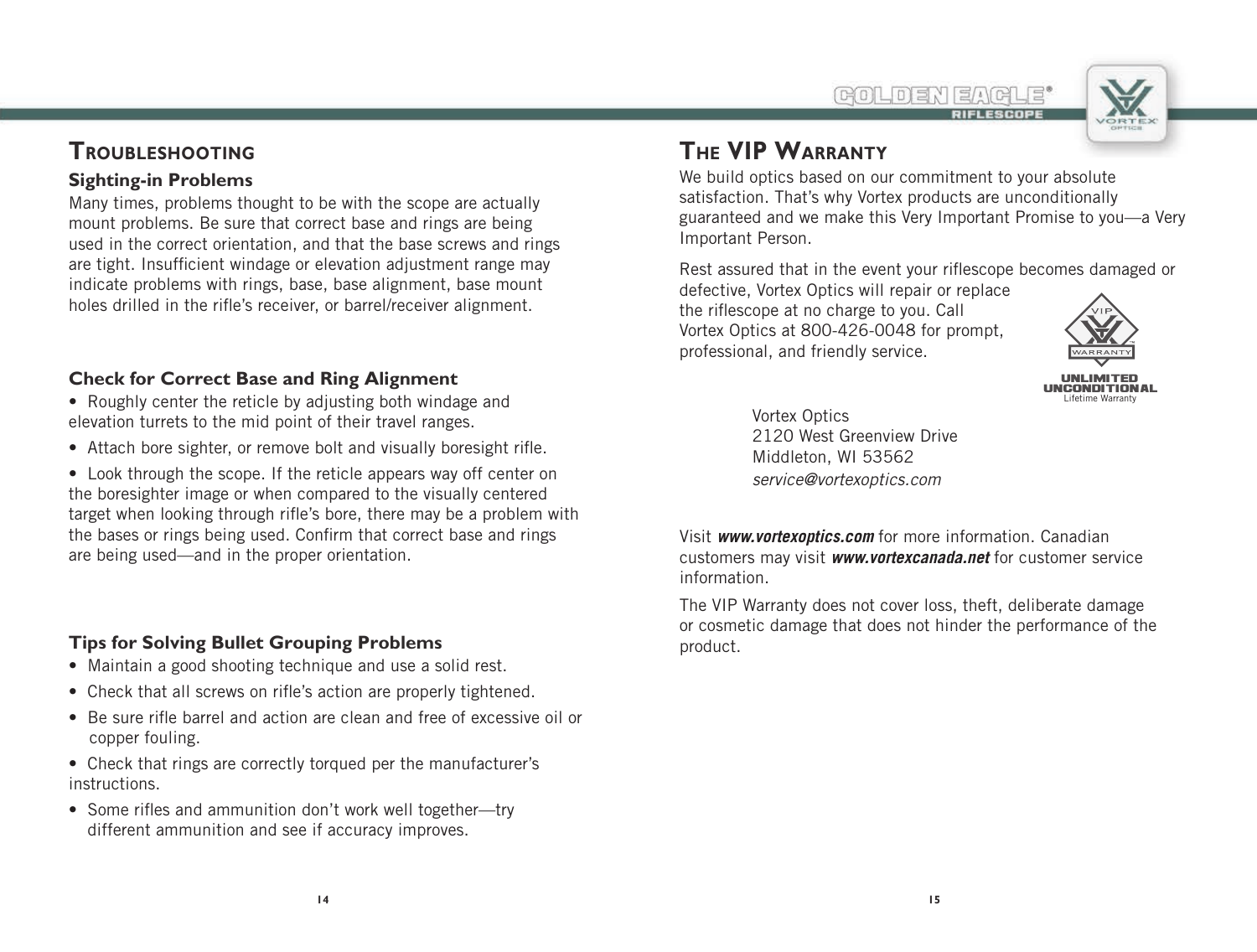## Troubleshooting

### Sighting-in Problems

Many times, problems thought to be with the scope are actually mount problems. Be sure that correct base and rings are being used in the correct orientation, and that the base screws and rings are tight. Insufficient windage or elevation adjustment range may indicate problems with rings, base, base alignment, base mount holes drilled in the rifle's receiver, or barrel/receiver alignment.

### Check for Correct Base and Ring Alignment

- Roughly center the reticle by adjusting both windage and elevation turrets to the mid point of their travel ranges.
- Attach bore sighter, or remove bolt and visually boresight rifle.
- Look through the scope. If the reticle appears way off center on the boresighter image or when compared to the visually centered target when looking through rifle's bore, there may be a problem with the bases or rings being used. Confirm that correct base and rings are being used—and in the proper orientation.

### Tips for Solving Bullet Grouping Problems

- Maintain a good shooting technique and use a solid rest.
- Check that all screws on rifle's action are properly tightened.
- Be sure rifle barrel and action are clean and free of excessive oil or copper fouling.
- Check that rings are correctly torqued per the manufacturer's instructions.
- Some rifles and ammunition don't work well together—try different ammunition and see if accuracy improves.

## The VIP Warranty

We build optics based on our commitment to your absolute satisfaction. That's why Vortex products are unconditionally guaranteed and we make this Very Important Promise to you—a Very Important Person.

Rest assured that in the event your riflescope becomes damaged or defective, Vortex Optics will repair or replace the riflescope at no charge to you. Call Vortex Optics at 800-426-0048 for prompt, professional, and friendly service.

VIP WARRANTY
UNLIMITED UNCONDITIONAL
Lifetime Warranty

Vortex Optics
2120 West Greenview Drive
Middleton, WI 53562
*service@vortexoptics.com*

Visit ***www.vortexoptics.com*** for more information. Canadian customers may visit ***www.vortexcanada.net*** for customer service information.

The VIP Warranty does not cover loss, theft, deliberate damage or cosmetic damage that does not hinder the performance of the product.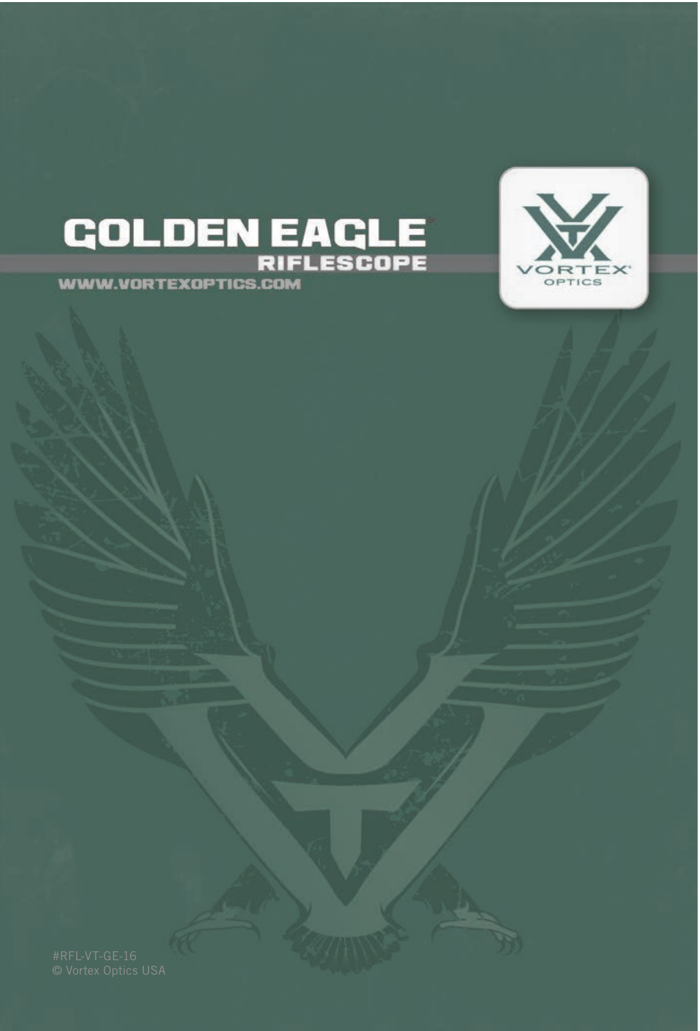# GOLDEN EAGLE®

## RIFLESCOPE

WWW.VORTEXOPTICS.COM

VORTEX® OPTICS

#RFL-VT-GE-16
© Vortex Optics USA